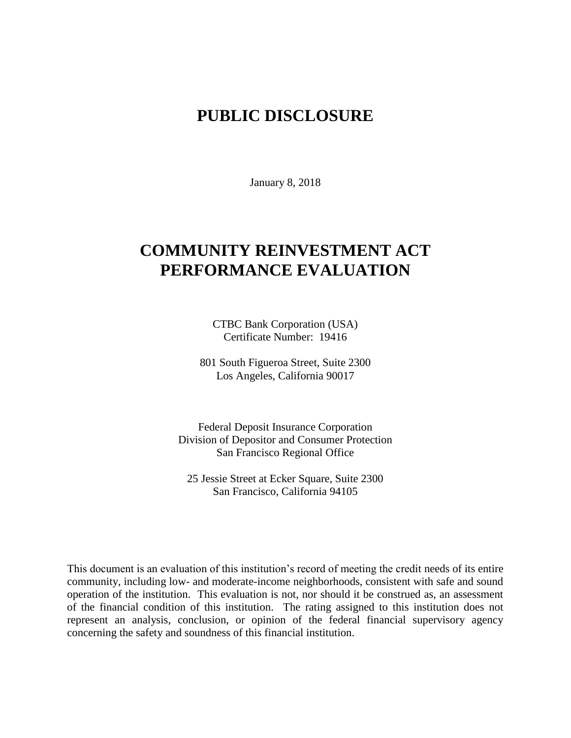# PUBLIC DISCLOSURE

January 8, 2018

# COMMUNITY REINVESTMENT ACT PERFORMANCE EVALUATION

CTBC Bank Corporation (USA)
Certificate Number: 19416

801 South Figueroa Street, Suite 2300
Los Angeles, California 90017

Federal Deposit Insurance Corporation
Division of Depositor and Consumer Protection
San Francisco Regional Office

25 Jessie Street at Ecker Square, Suite 2300
San Francisco, California 94105

This document is an evaluation of this institution's record of meeting the credit needs of its entire community, including low- and moderate-income neighborhoods, consistent with safe and sound operation of the institution. This evaluation is not, nor should it be construed as, an assessment of the financial condition of this institution. The rating assigned to this institution does not represent an analysis, conclusion, or opinion of the federal financial supervisory agency concerning the safety and soundness of this financial institution.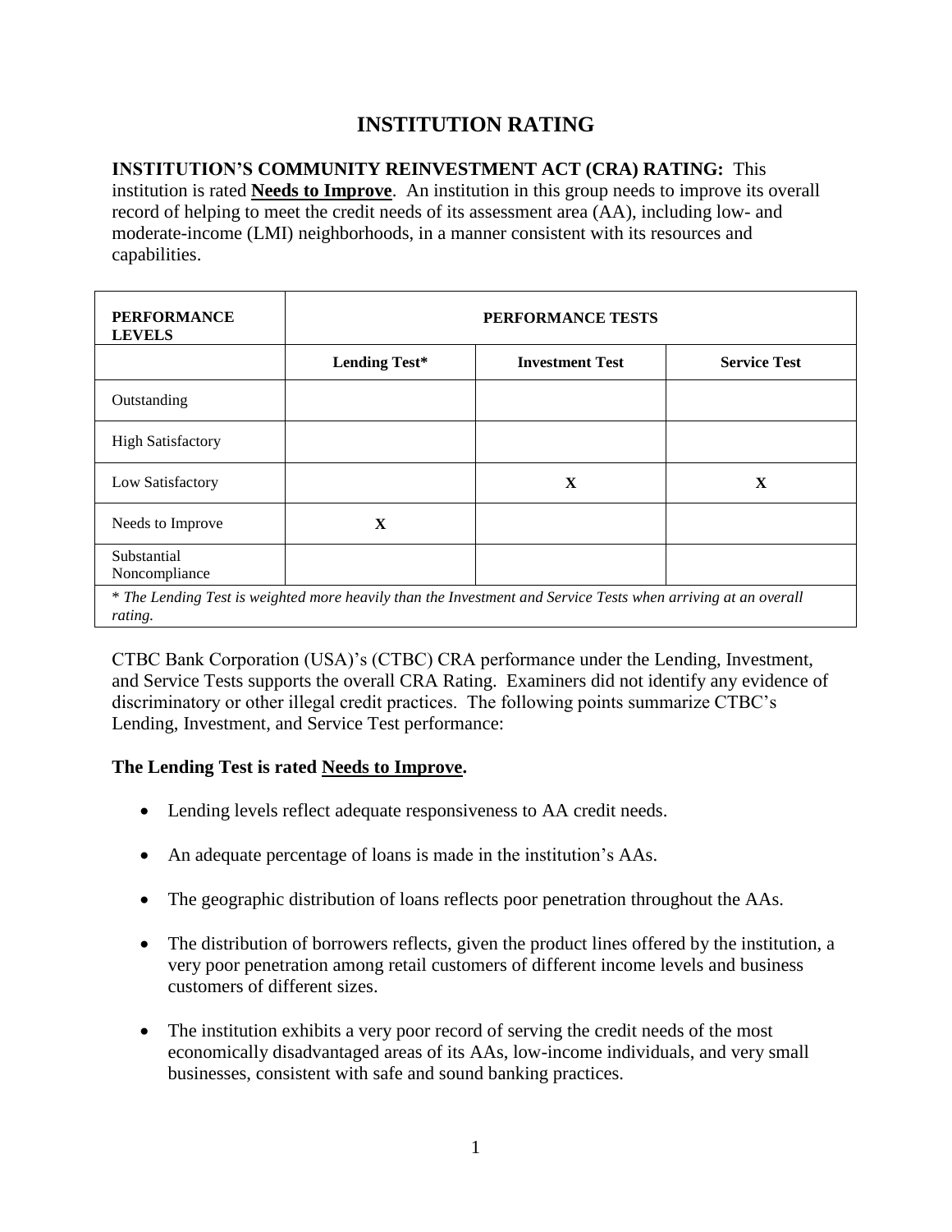# INSTITUTION RATING

**INSTITUTION'S COMMUNITY REINVESTMENT ACT (CRA) RATING:** This institution is rated **Needs to Improve**. An institution in this group needs to improve its overall record of helping to meet the credit needs of its assessment area (AA), including low- and moderate-income (LMI) neighborhoods, in a manner consistent with its resources and capabilities.

| **PERFORMANCE LEVELS** | **PERFORMANCE TESTS** | | |
|---|---|---|---|
| | **Lending Test*** | **Investment Test** | **Service Test** |
| Outstanding | | | |
| High Satisfactory | | | |
| Low Satisfactory | | **X** | **X** |
| Needs to Improve | **X** | | |
| Substantial Noncompliance | | | |

\* *The Lending Test is weighted more heavily than the Investment and Service Tests when arriving at an overall rating.*

CTBC Bank Corporation (USA)'s (CTBC) CRA performance under the Lending, Investment, and Service Tests supports the overall CRA Rating. Examiners did not identify any evidence of discriminatory or other illegal credit practices. The following points summarize CTBC's Lending, Investment, and Service Test performance:

**The Lending Test is rated Needs to Improve.**

- Lending levels reflect adequate responsiveness to AA credit needs.
- An adequate percentage of loans is made in the institution's AAs.
- The geographic distribution of loans reflects poor penetration throughout the AAs.
- The distribution of borrowers reflects, given the product lines offered by the institution, a very poor penetration among retail customers of different income levels and business customers of different sizes.
- The institution exhibits a very poor record of serving the credit needs of the most economically disadvantaged areas of its AAs, low-income individuals, and very small businesses, consistent with safe and sound banking practices.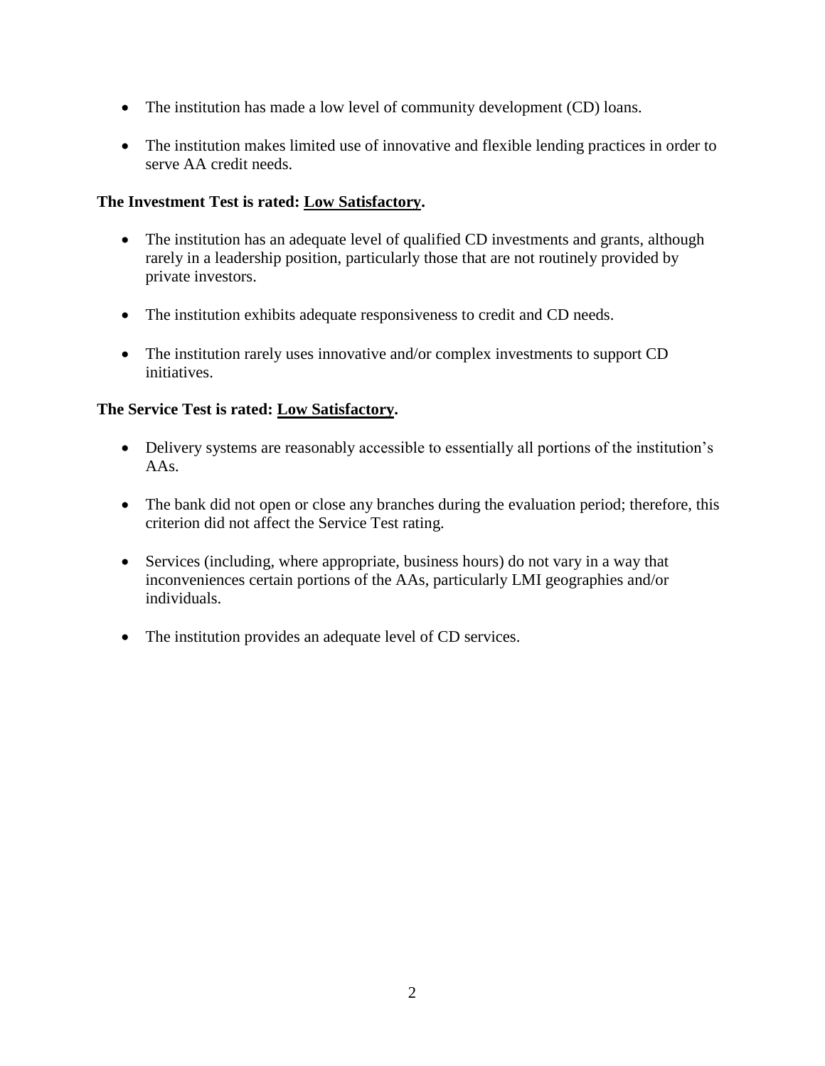- The institution has made a low level of community development (CD) loans.

- The institution makes limited use of innovative and flexible lending practices in order to serve AA credit needs.

**The Investment Test is rated: <u>Low Satisfactory</u>.**

- The institution has an adequate level of qualified CD investments and grants, although rarely in a leadership position, particularly those that are not routinely provided by private investors.

- The institution exhibits adequate responsiveness to credit and CD needs.

- The institution rarely uses innovative and/or complex investments to support CD initiatives.

**The Service Test is rated: <u>Low Satisfactory</u>.**

- Delivery systems are reasonably accessible to essentially all portions of the institution's AAs.

- The bank did not open or close any branches during the evaluation period; therefore, this criterion did not affect the Service Test rating.

- Services (including, where appropriate, business hours) do not vary in a way that inconveniences certain portions of the AAs, particularly LMI geographies and/or individuals.

- The institution provides an adequate level of CD services.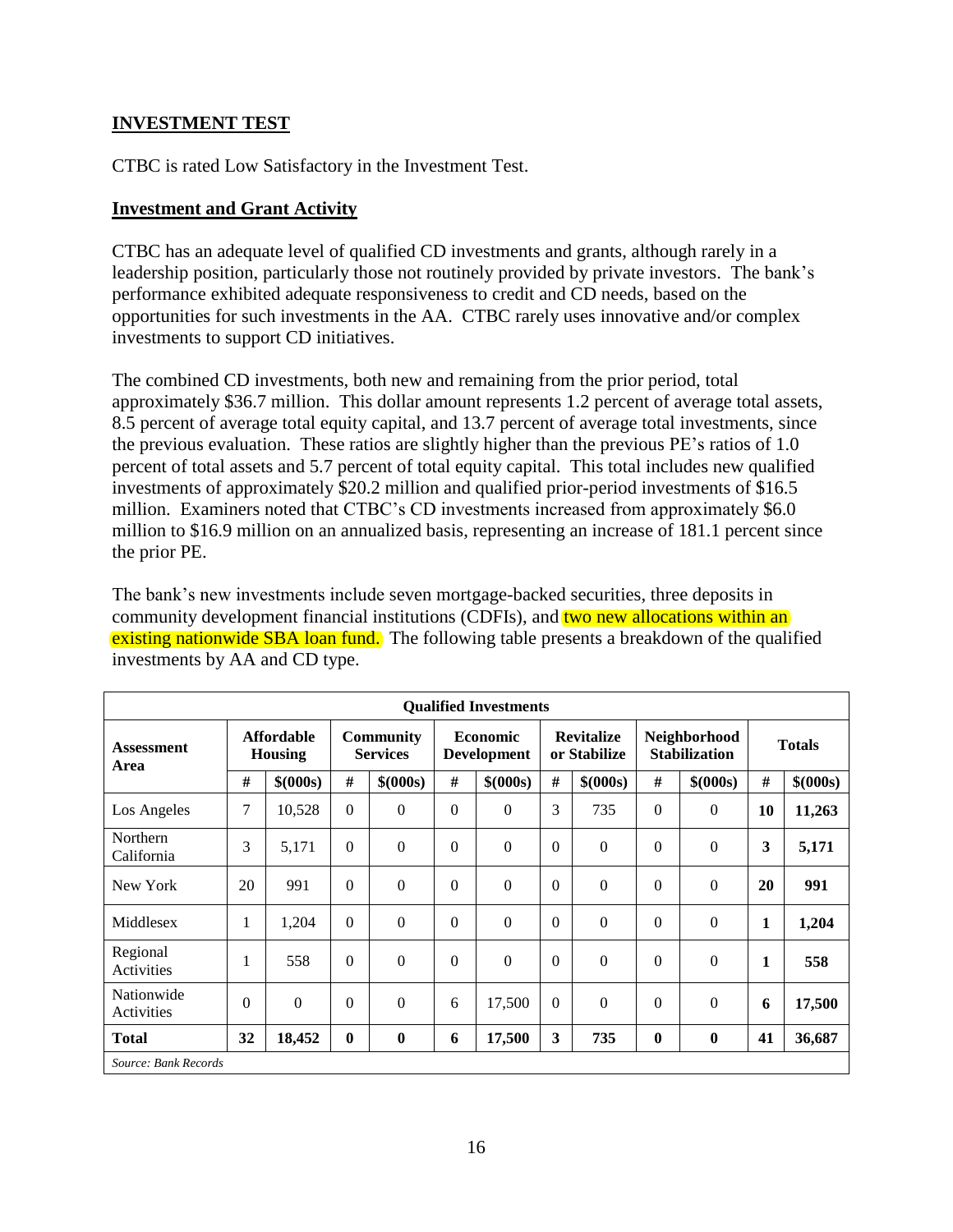## INVESTMENT TEST

CTBC is rated Low Satisfactory in the Investment Test.

### Investment and Grant Activity

CTBC has an adequate level of qualified CD investments and grants, although rarely in a leadership position, particularly those not routinely provided by private investors. The bank's performance exhibited adequate responsiveness to credit and CD needs, based on the opportunities for such investments in the AA. CTBC rarely uses innovative and/or complex investments to support CD initiatives.

The combined CD investments, both new and remaining from the prior period, total approximately \$36.7 million. This dollar amount represents 1.2 percent of average total assets, 8.5 percent of average total equity capital, and 13.7 percent of average total investments, since the previous evaluation. These ratios are slightly higher than the previous PE's ratios of 1.0 percent of total assets and 5.7 percent of total equity capital. This total includes new qualified investments of approximately \$20.2 million and qualified prior-period investments of \$16.5 million. Examiners noted that CTBC's CD investments increased from approximately \$6.0 million to \$16.9 million on an annualized basis, representing an increase of 181.1 percent since the prior PE.

The bank's new investments include seven mortgage-backed securities, three deposits in community development financial institutions (CDFIs), and two new allocations within an existing nationwide SBA loan fund. The following table presents a breakdown of the qualified investments by AA and CD type.

| Qualified Investments | | | | | | | | | | | | |
|---|---|---|---|---|---|---|---|---|---|---|---|---|
| Assessment Area | Affordable Housing | | Community Services | | Economic Development | | Revitalize or Stabilize | | Neighborhood Stabilization | | Totals | |
| | # | \$(000s) | # | \$(000s) | # | \$(000s) | # | \$(000s) | # | \$(000s) | # | \$(000s) |
| Los Angeles | 7 | 10,528 | 0 | 0 | 0 | 0 | 3 | 735 | 0 | 0 | **10** | **11,263** |
| Northern California | 3 | 5,171 | 0 | 0 | 0 | 0 | 0 | 0 | 0 | 0 | **3** | **5,171** |
| New York | 20 | 991 | 0 | 0 | 0 | 0 | 0 | 0 | 0 | 0 | **20** | **991** |
| Middlesex | 1 | 1,204 | 0 | 0 | 0 | 0 | 0 | 0 | 0 | 0 | **1** | **1,204** |
| Regional Activities | 1 | 558 | 0 | 0 | 0 | 0 | 0 | 0 | 0 | 0 | **1** | **558** |
| Nationwide Activities | 0 | 0 | 0 | 0 | 6 | 17,500 | 0 | 0 | 0 | 0 | **6** | **17,500** |
| **Total** | **32** | **18,452** | **0** | **0** | **6** | **17,500** | **3** | **735** | **0** | **0** | **41** | **36,687** |
| *Source: Bank Records* | | | | | | | | | | | | |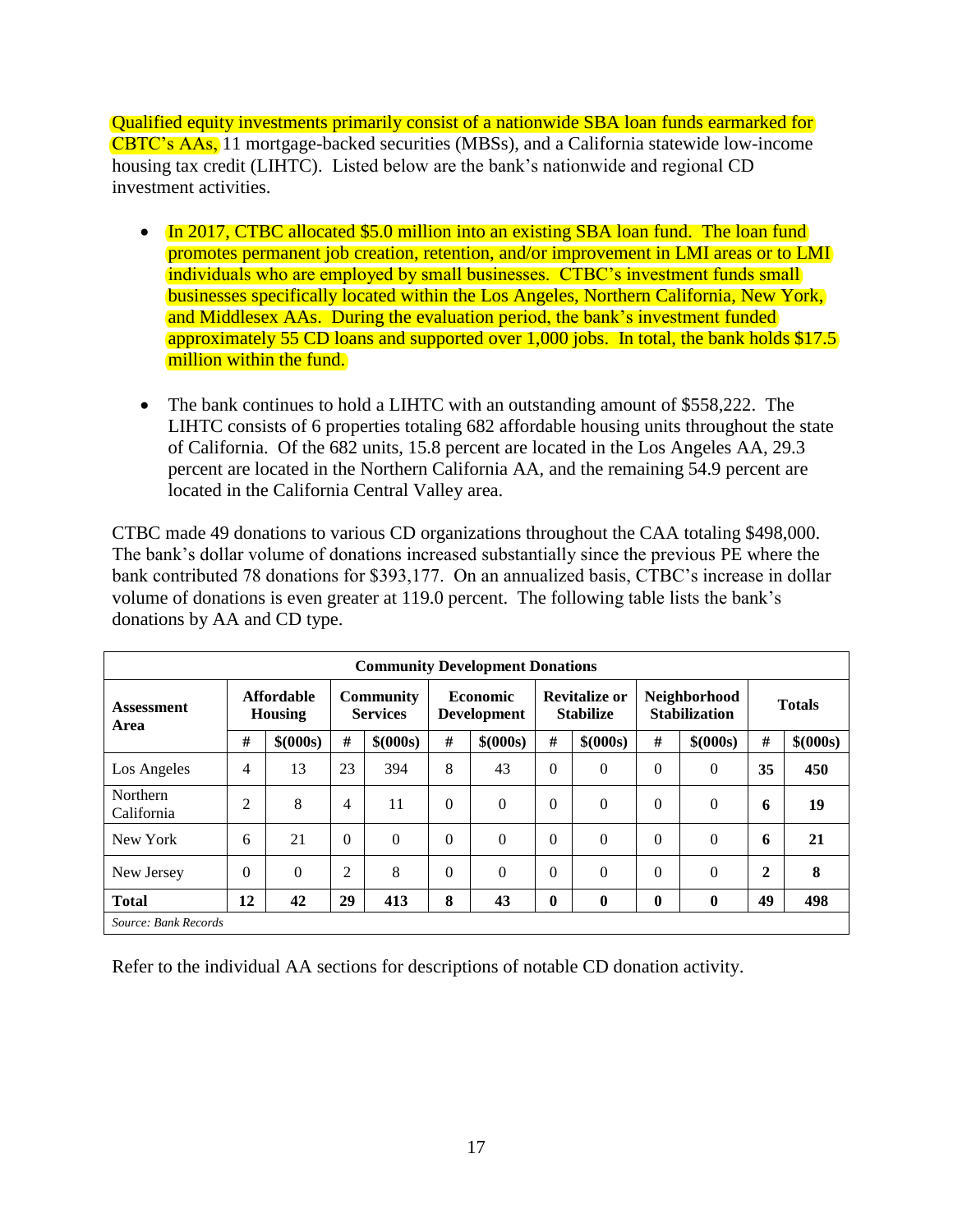Qualified equity investments primarily consist of a nationwide SBA loan funds earmarked for CBTC's AAs, 11 mortgage-backed securities (MBSs), and a California statewide low-income housing tax credit (LIHTC). Listed below are the bank's nationwide and regional CD investment activities.

- In 2017, CTBC allocated $5.0 million into an existing SBA loan fund. The loan fund promotes permanent job creation, retention, and/or improvement in LMI areas or to LMI individuals who are employed by small businesses. CTBC's investment funds small businesses specifically located within the Los Angeles, Northern California, New York, and Middlesex AAs. During the evaluation period, the bank's investment funded approximately 55 CD loans and supported over 1,000 jobs. In total, the bank holds $17.5 million within the fund.

- The bank continues to hold a LIHTC with an outstanding amount of $558,222. The LIHTC consists of 6 properties totaling 682 affordable housing units throughout the state of California. Of the 682 units, 15.8 percent are located in the Los Angeles AA, 29.3 percent are located in the Northern California AA, and the remaining 54.9 percent are located in the California Central Valley area.

CTBC made 49 donations to various CD organizations throughout the CAA totaling $498,000. The bank's dollar volume of donations increased substantially since the previous PE where the bank contributed 78 donations for $393,177. On an annualized basis, CTBC's increase in dollar volume of donations is even greater at 119.0 percent. The following table lists the bank's donations by AA and CD type.

**Community Development Donations**

| Assessment Area | Affordable Housing | | Community Services | | Economic Development | | Revitalize or Stabilize | | Neighborhood Stabilization | | Totals | |
|---|---|---|---|---|---|---|---|---|---|---|---|---|
| | # | $(000s) | # | $(000s) | # | $(000s) | # | $(000s) | # | $(000s) | # | $(000s) |
| Los Angeles | 4 | 13 | 23 | 394 | 8 | 43 | 0 | 0 | 0 | 0 | **35** | **450** |
| Northern California | 2 | 8 | 4 | 11 | 0 | 0 | 0 | 0 | 0 | 0 | **6** | **19** |
| New York | 6 | 21 | 0 | 0 | 0 | 0 | 0 | 0 | 0 | 0 | **6** | **21** |
| New Jersey | 0 | 0 | 2 | 8 | 0 | 0 | 0 | 0 | 0 | 0 | **2** | **8** |
| **Total** | **12** | **42** | **29** | **413** | **8** | **43** | **0** | **0** | **0** | **0** | **49** | **498** |

*Source: Bank Records*

Refer to the individual AA sections for descriptions of notable CD donation activity.